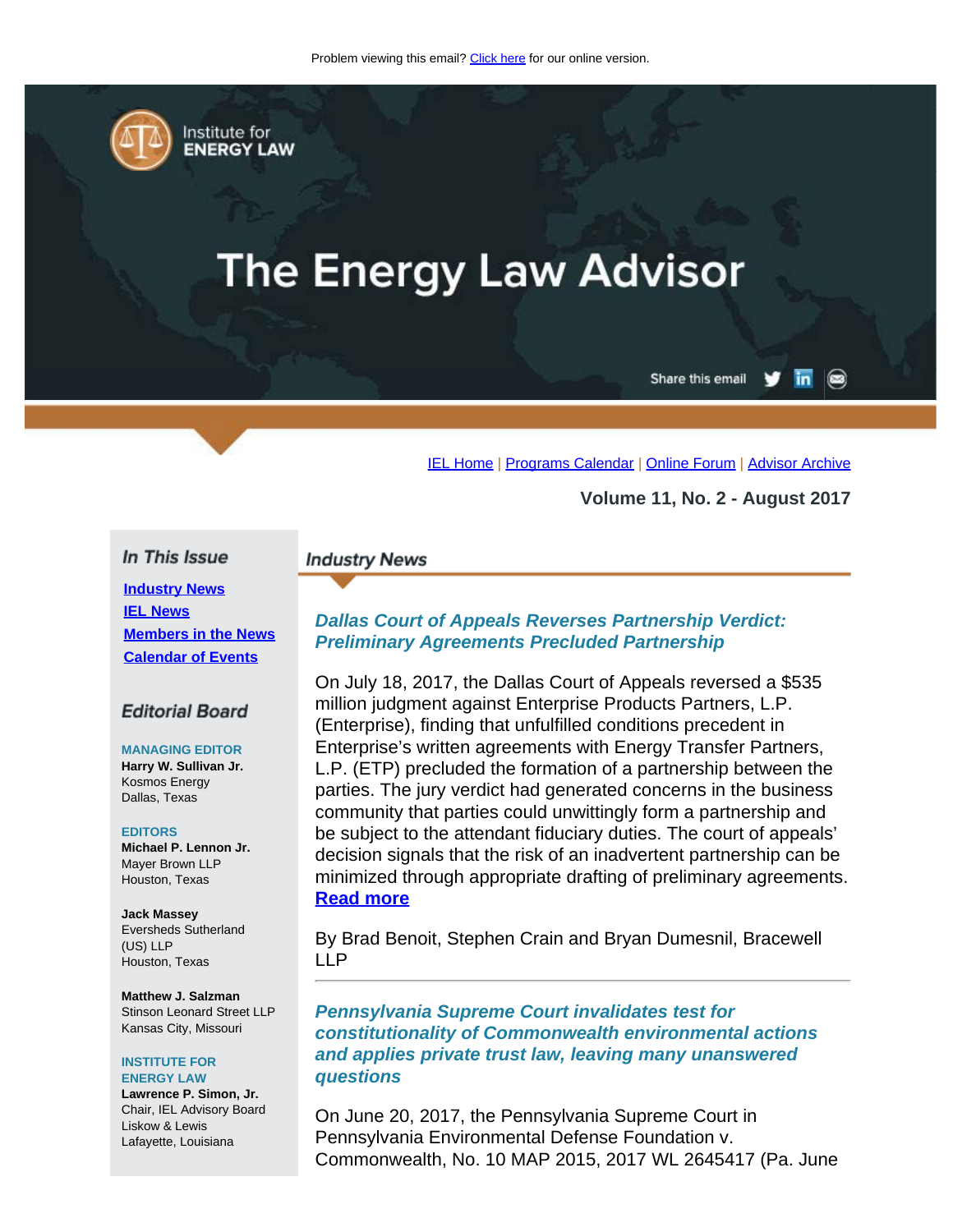Problem viewing this email? Click here for our online version.

Institute for **ENERGY LAW**

# The Energy Law Advisor

Share this email

IEL Home | Programs Calendar | Online Forum | Advisor Archive

**Volume 11, No. 2 - August 2017**

### *In This Issue*

**Industry News**
**IEL News**
**Members in the News**
**Calendar of Events**

### *Editorial Board*

**MANAGING EDITOR**
**Harry W. Sullivan Jr.**
Kosmos Energy
Dallas, Texas

**EDITORS**
**Michael P. Lennon Jr.**
Mayer Brown LLP
Houston, Texas

**Jack Massey**
Eversheds Sutherland (US) LLP
Houston, Texas

**Matthew J. Salzman**
Stinson Leonard Street LLP
Kansas City, Missouri

**INSTITUTE FOR ENERGY LAW**
**Lawrence P. Simon, Jr.**
Chair, IEL Advisory Board
Liskow & Lewis
Lafayette, Louisiana

## *Industry News*

### *Dallas Court of Appeals Reverses Partnership Verdict: Preliminary Agreements Precluded Partnership*

On July 18, 2017, the Dallas Court of Appeals reversed a $535 million judgment against Enterprise Products Partners, L.P. (Enterprise), finding that unfulfilled conditions precedent in Enterprise's written agreements with Energy Transfer Partners, L.P. (ETP) precluded the formation of a partnership between the parties. The jury verdict had generated concerns in the business community that parties could unwittingly form a partnership and be subject to the attendant fiduciary duties. The court of appeals' decision signals that the risk of an inadvertent partnership can be minimized through appropriate drafting of preliminary agreements. **Read more**

By Brad Benoit, Stephen Crain and Bryan Dumesnil, Bracewell LLP

### *Pennsylvania Supreme Court invalidates test for constitutionality of Commonwealth environmental actions and applies private trust law, leaving many unanswered questions*

On June 20, 2017, the Pennsylvania Supreme Court in Pennsylvania Environmental Defense Foundation v. Commonwealth, No. 10 MAP 2015, 2017 WL 2645417 (Pa. June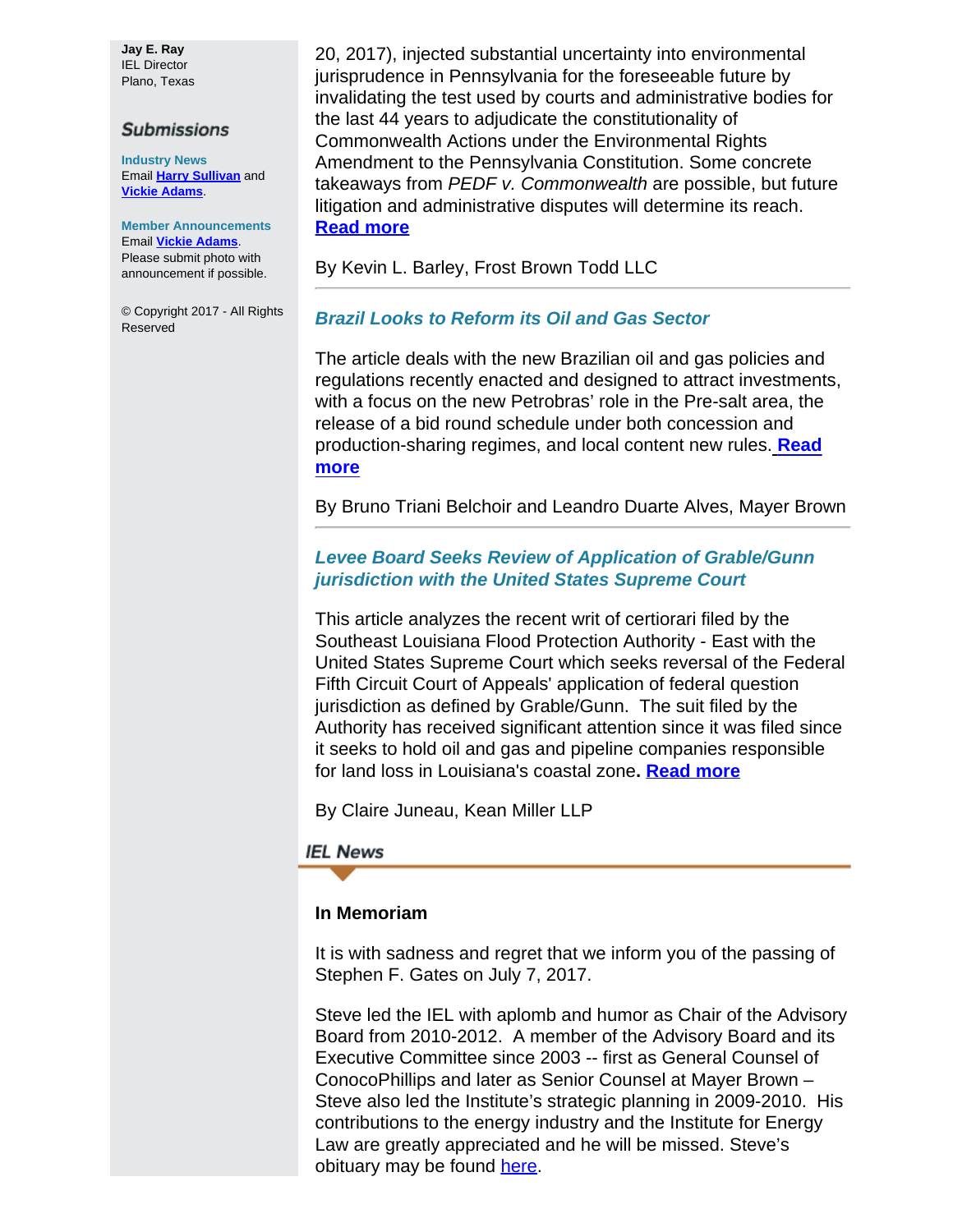**Jay E. Ray**
IEL Director
Plano, Texas

## Submissions

**Industry News**
Email **Harry Sullivan** and **Vickie Adams**.

**Member Announcements**
Email **Vickie Adams**. Please submit photo with announcement if possible.

© Copyright 2017 - All Rights Reserved

20, 2017), injected substantial uncertainty into environmental jurisprudence in Pennsylvania for the foreseeable future by invalidating the test used by courts and administrative bodies for the last 44 years to adjudicate the constitutionality of Commonwealth Actions under the Environmental Rights Amendment to the Pennsylvania Constitution. Some concrete takeaways from *PEDF v. Commonwealth* are possible, but future litigation and administrative disputes will determine its reach. **Read more**

By Kevin L. Barley, Frost Brown Todd LLC

---

### *Brazil Looks to Reform its Oil and Gas Sector*

The article deals with the new Brazilian oil and gas policies and regulations recently enacted and designed to attract investments, with a focus on the new Petrobras' role in the Pre-salt area, the release of a bid round schedule under both concession and production-sharing regimes, and local content new rules. **Read more**

By Bruno Triani Belchoir and Leandro Duarte Alves, Mayer Brown

---

### *Levee Board Seeks Review of Application of Grable/Gunn jurisdiction with the United States Supreme Court*

This article analyzes the recent writ of certiorari filed by the Southeast Louisiana Flood Protection Authority - East with the United States Supreme Court which seeks reversal of the Federal Fifth Circuit Court of Appeals' application of federal question jurisdiction as defined by Grable/Gunn. The suit filed by the Authority has received significant attention since it was filed since it seeks to hold oil and gas and pipeline companies responsible for land loss in Louisiana's coastal zone. **Read more**

By Claire Juneau, Kean Miller LLP

## IEL News

### In Memoriam

It is with sadness and regret that we inform you of the passing of Stephen F. Gates on July 7, 2017.

Steve led the IEL with aplomb and humor as Chair of the Advisory Board from 2010-2012. A member of the Advisory Board and its Executive Committee since 2003 -- first as General Counsel of ConocoPhillips and later as Senior Counsel at Mayer Brown – Steve also led the Institute's strategic planning in 2009-2010. His contributions to the energy industry and the Institute for Energy Law are greatly appreciated and he will be missed. Steve's obituary may be found here.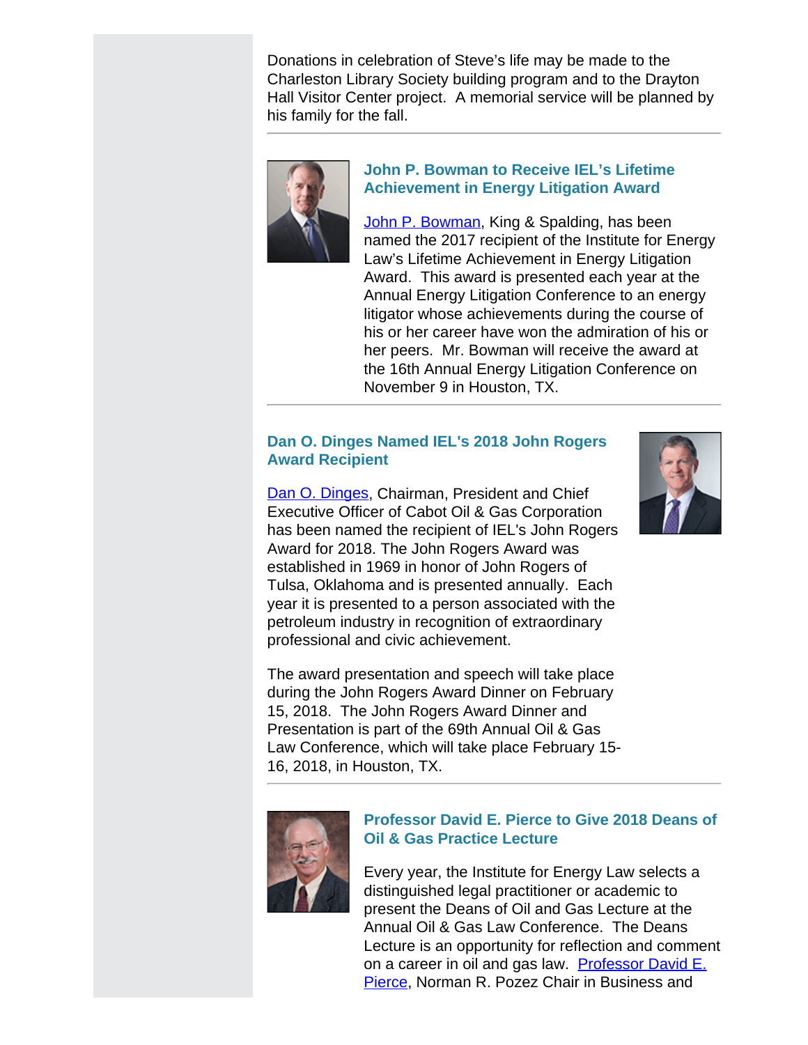Donations in celebration of Steve's life may be made to the Charleston Library Society building program and to the Drayton Hall Visitor Center project. A memorial service will be planned by his family for the fall.

---

### John P. Bowman to Receive IEL's Lifetime Achievement in Energy Litigation Award

John P. Bowman, King & Spalding, has been named the 2017 recipient of the Institute for Energy Law's Lifetime Achievement in Energy Litigation Award. This award is presented each year at the Annual Energy Litigation Conference to an energy litigator whose achievements during the course of his or her career have won the admiration of his or her peers. Mr. Bowman will receive the award at the 16th Annual Energy Litigation Conference on November 9 in Houston, TX.

---

### Dan O. Dinges Named IEL's 2018 John Rogers Award Recipient

Dan O. Dinges, Chairman, President and Chief Executive Officer of Cabot Oil & Gas Corporation has been named the recipient of IEL's John Rogers Award for 2018. The John Rogers Award was established in 1969 in honor of John Rogers of Tulsa, Oklahoma and is presented annually. Each year it is presented to a person associated with the petroleum industry in recognition of extraordinary professional and civic achievement.

The award presentation and speech will take place during the John Rogers Award Dinner on February 15, 2018. The John Rogers Award Dinner and Presentation is part of the 69th Annual Oil & Gas Law Conference, which will take place February 15-16, 2018, in Houston, TX.

---

### Professor David E. Pierce to Give 2018 Deans of Oil & Gas Practice Lecture

Every year, the Institute for Energy Law selects a distinguished legal practitioner or academic to present the Deans of Oil and Gas Lecture at the Annual Oil & Gas Law Conference. The Deans Lecture is an opportunity for reflection and comment on a career in oil and gas law. Professor David E. Pierce, Norman R. Pozez Chair in Business and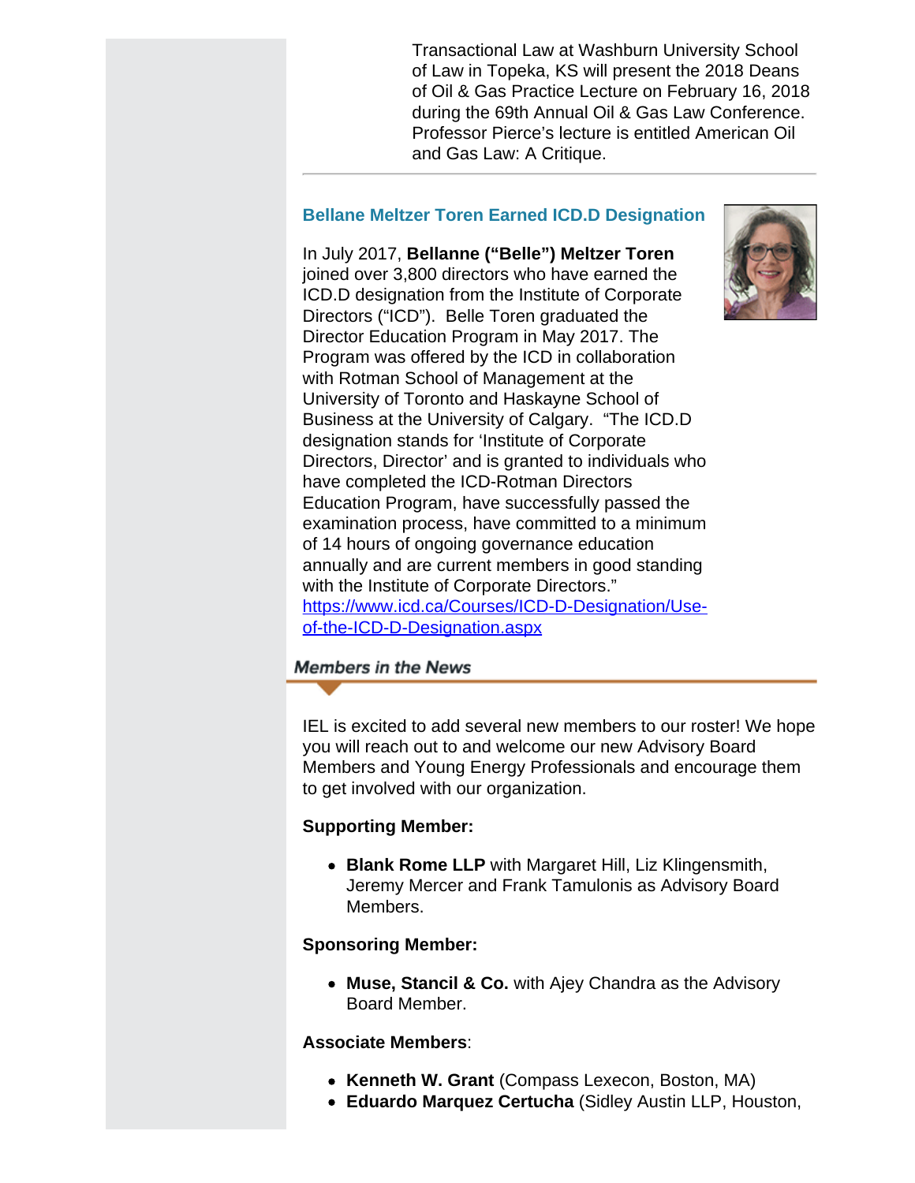Transactional Law at Washburn University School of Law in Topeka, KS will present the 2018 Deans of Oil & Gas Practice Lecture on February 16, 2018 during the 69th Annual Oil & Gas Law Conference. Professor Pierce's lecture is entitled American Oil and Gas Law: A Critique.

---

### Bellane Meltzer Toren Earned ICD.D Designation

In July 2017, **Bellanne ("Belle") Meltzer Toren** joined over 3,800 directors who have earned the ICD.D designation from the Institute of Corporate Directors ("ICD"). Belle Toren graduated the Director Education Program in May 2017. The Program was offered by the ICD in collaboration with Rotman School of Management at the University of Toronto and Haskayne School of Business at the University of Calgary. "The ICD.D designation stands for 'Institute of Corporate Directors, Director' and is granted to individuals who have completed the ICD-Rotman Directors Education Program, have successfully passed the examination process, have committed to a minimum of 14 hours of ongoing governance education annually and are current members in good standing with the Institute of Corporate Directors." https://www.icd.ca/Courses/ICD-D-Designation/Use-of-the-ICD-D-Designation.aspx

## *Members in the News*

IEL is excited to add several new members to our roster! We hope you will reach out to and welcome our new Advisory Board Members and Young Energy Professionals and encourage them to get involved with our organization.

**Supporting Member:**

- **Blank Rome LLP** with Margaret Hill, Liz Klingensmith, Jeremy Mercer and Frank Tamulonis as Advisory Board Members.

**Sponsoring Member:**

- **Muse, Stancil & Co.** with Ajey Chandra as the Advisory Board Member.

**Associate Members**:

- **Kenneth W. Grant** (Compass Lexecon, Boston, MA)
- **Eduardo Marquez Certucha** (Sidley Austin LLP, Houston,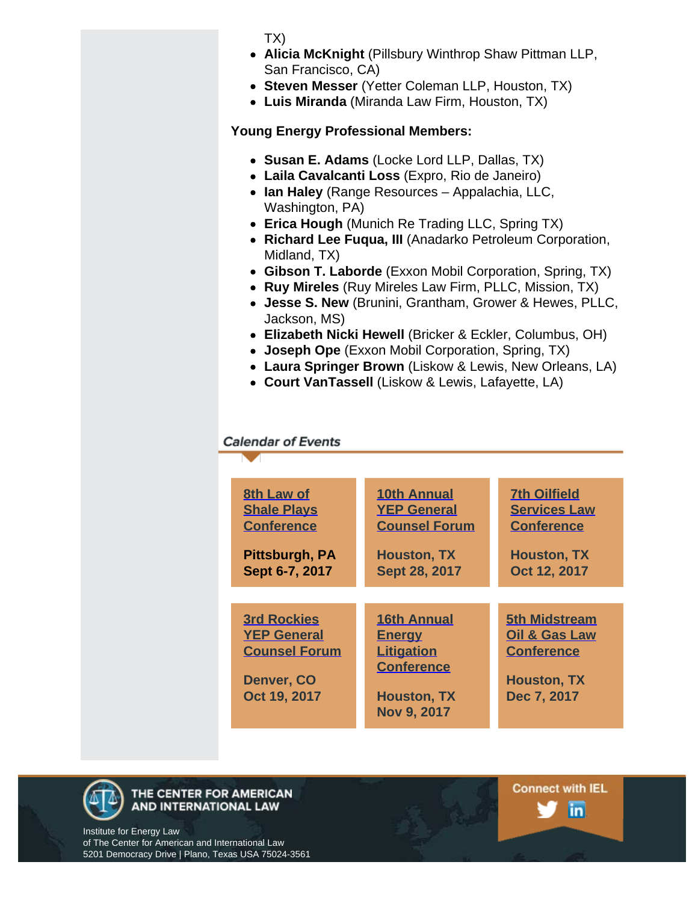TX)

- **Alicia McKnight** (Pillsbury Winthrop Shaw Pittman LLP, San Francisco, CA)
- **Steven Messer** (Yetter Coleman LLP, Houston, TX)
- **Luis Miranda** (Miranda Law Firm, Houston, TX)

**Young Energy Professional Members:**

- **Susan E. Adams** (Locke Lord LLP, Dallas, TX)
- **Laila Cavalcanti Loss** (Expro, Rio de Janeiro)
- **Ian Haley** (Range Resources – Appalachia, LLC, Washington, PA)
- **Erica Hough** (Munich Re Trading LLC, Spring TX)
- **Richard Lee Fuqua, III** (Anadarko Petroleum Corporation, Midland, TX)
- **Gibson T. Laborde** (Exxon Mobil Corporation, Spring, TX)
- **Ruy Mireles** (Ruy Mireles Law Firm, PLLC, Mission, TX)
- **Jesse S. New** (Brunini, Grantham, Grower & Hewes, PLLC, Jackson, MS)
- **Elizabeth Nicki Hewell** (Bricker & Eckler, Columbus, OH)
- **Joseph Ope** (Exxon Mobil Corporation, Spring, TX)
- **Laura Springer Brown** (Liskow & Lewis, New Orleans, LA)
- **Court VanTassell** (Liskow & Lewis, Lafayette, LA)

## *Calendar of Events*

| | | |
|---|---|---|
| **8th Law of Shale Plays Conference**<br><br>**Pittsburgh, PA**<br>**Sept 6-7, 2017** | **10th Annual YEP General Counsel Forum**<br><br>**Houston, TX**<br>**Sept 28, 2017** | **7th Oilfield Services Law Conference**<br><br>**Houston, TX**<br>**Oct 12, 2017** |
| **3rd Rockies YEP General Counsel Forum**<br><br>**Denver, CO**<br>**Oct 19, 2017** | **16th Annual Energy Litigation Conference**<br><br>**Houston, TX**<br>**Nov 9, 2017** | **5th Midstream Oil & Gas Law Conference**<br><br>**Houston, TX**<br>**Dec 7, 2017** |

THE CENTER FOR AMERICAN AND INTERNATIONAL LAW

Institute for Energy Law
of The Center for American and International Law
5201 Democracy Drive | Plano, Texas USA 75024-3561

Connect with IEL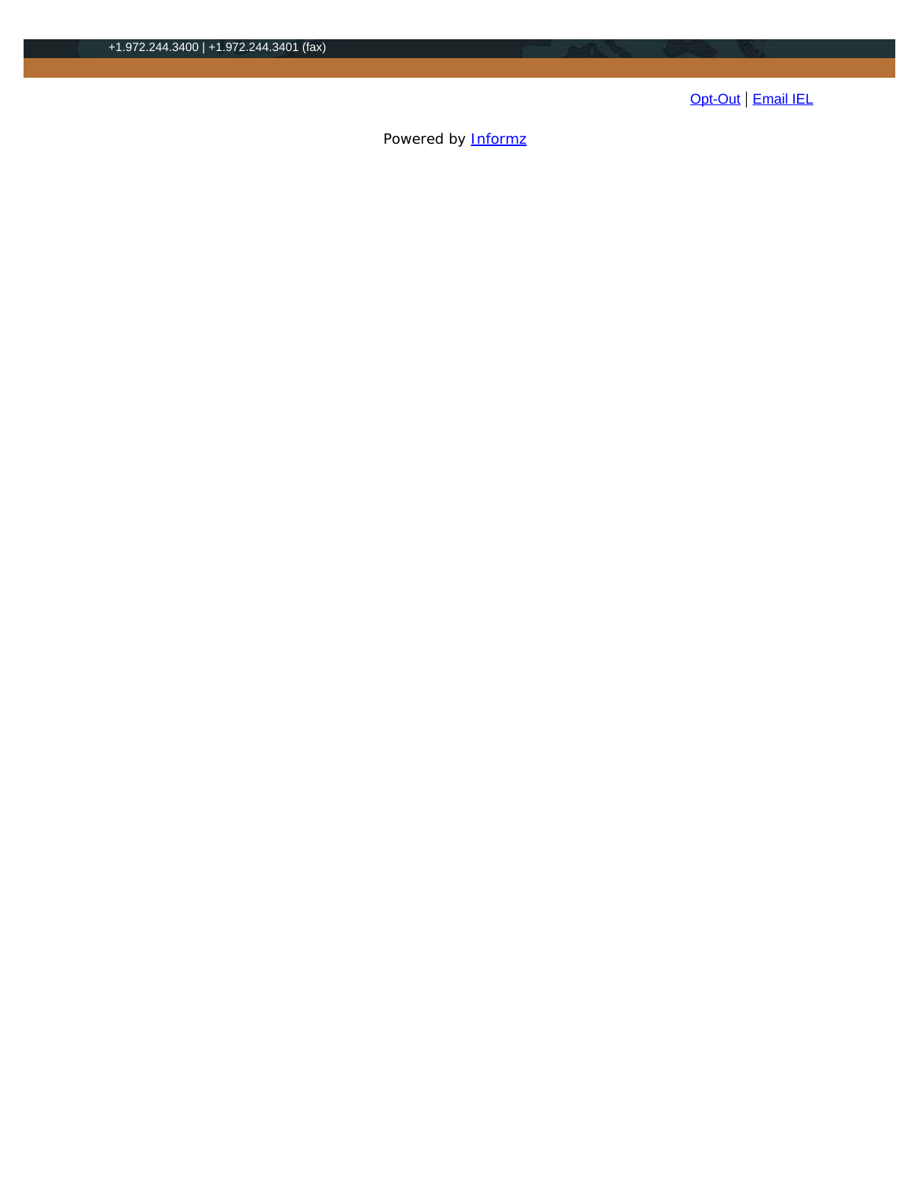+1.972.244.3400 | +1.972.244.3401 (fax)

Opt-Out | Email IEL

Powered by Informz